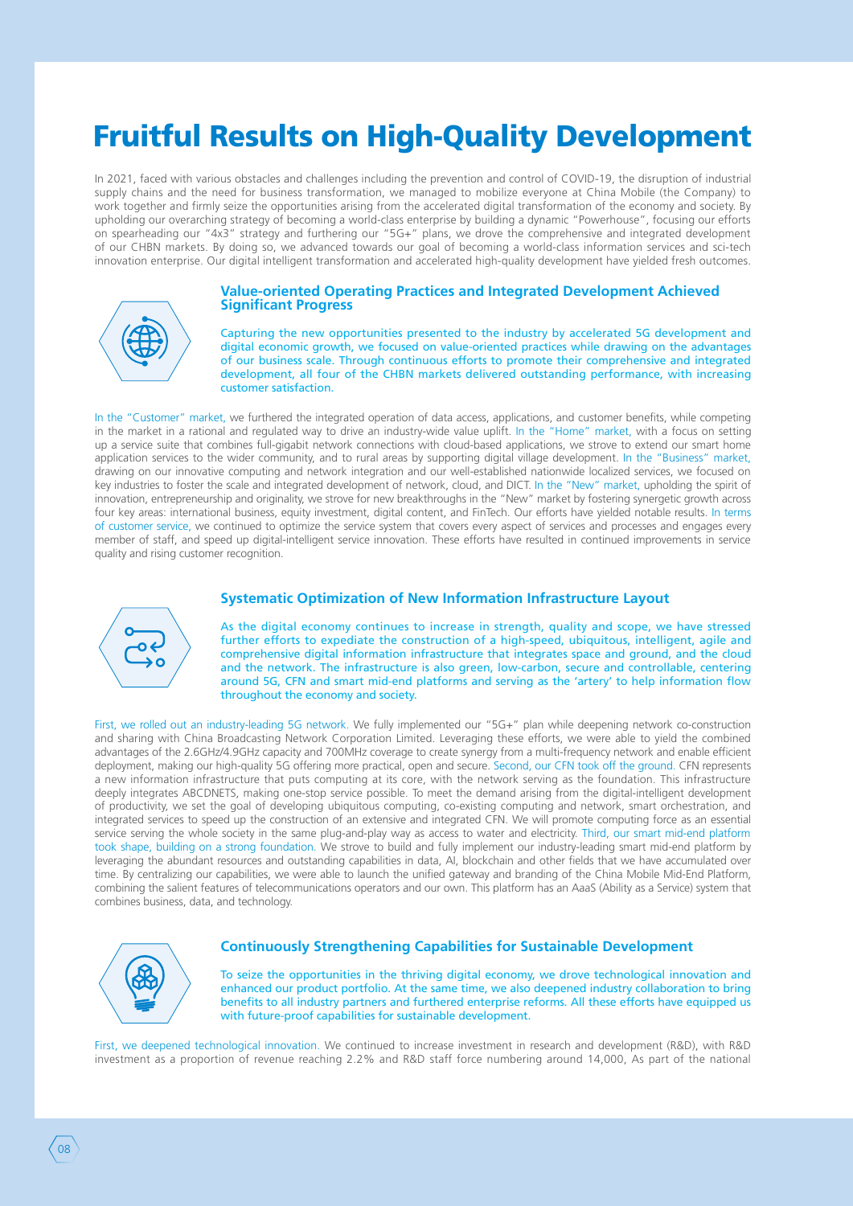# Fruitful Results on High-Quality Development

In 2021, faced with various obstacles and challenges including the prevention and control of COVID-19, the disruption of industrial supply chains and the need for business transformation, we managed to mobilize everyone at China Mobile (the Company) to work together and firmly seize the opportunities arising from the accelerated digital transformation of the economy and society. By upholding our overarching strategy of becoming a world-class enterprise by building a dynamic "Powerhouse", focusing our efforts on spearheading our "4x3" strategy and furthering our "5G+" plans, we drove the comprehensive and integrated development of our CHBN markets. By doing so, we advanced towards our goal of becoming a world-class information services and sci-tech innovation enterprise. Our digital intelligent transformation and accelerated high-quality development have yielded fresh outcomes.

### Value-oriented Operating Practices and Integrated Development Achieved Significant Progress

Capturing the new opportunities presented to the industry by accelerated 5G development and digital economic growth, we focused on value-oriented practices while drawing on the advantages of our business scale. Through continuous efforts to promote their comprehensive and integrated development, all four of the CHBN markets delivered outstanding performance, with increasing customer satisfaction.

In the "Customer" market, we furthered the integrated operation of data access, applications, and customer benefits, while competing in the market in a rational and regulated way to drive an industry-wide value uplift. In the "Home" market, with a focus on setting up a service suite that combines full-gigabit network connections with cloud-based applications, we strove to extend our smart home application services to the wider community, and to rural areas by supporting digital village development. In the "Business" market, drawing on our innovative computing and network integration and our well-established nationwide localized services, we focused on key industries to foster the scale and integrated development of network, cloud, and DICT. In the "New" market, upholding the spirit of innovation, entrepreneurship and originality, we strove for new breakthroughs in the "New" market by fostering synergetic growth across four key areas: international business, equity investment, digital content, and FinTech. Our efforts have yielded notable results. In terms of customer service, we continued to optimize the service system that covers every aspect of services and processes and engages every member of staff, and speed up digital-intelligent service innovation. These efforts have resulted in continued improvements in service quality and rising customer recognition.

### Systematic Optimization of New Information Infrastructure Layout

As the digital economy continues to increase in strength, quality and scope, we have stressed further efforts to expediate the construction of a high-speed, ubiquitous, intelligent, agile and comprehensive digital information infrastructure that integrates space and ground, and the cloud and the network. The infrastructure is also green, low-carbon, secure and controllable, centering around 5G, CFN and smart mid-end platforms and serving as the 'artery' to help information flow throughout the economy and society.

First, we rolled out an industry-leading 5G network. We fully implemented our "5G+" plan while deepening network co-construction and sharing with China Broadcasting Network Corporation Limited. Leveraging these efforts, we were able to yield the combined advantages of the 2.6GHz/4.9GHz capacity and 700MHz coverage to create synergy from a multi-frequency network and enable efficient deployment, making our high-quality 5G offering more practical, open and secure. Second, our CFN took off the ground. CFN represents a new information infrastructure that puts computing at its core, with the network serving as the foundation. This infrastructure deeply integrates ABCDNETS, making one-stop service possible. To meet the demand arising from the digital-intelligent development of productivity, we set the goal of developing ubiquitous computing, co-existing computing and network, smart orchestration, and integrated services to speed up the construction of an extensive and integrated CFN. We will promote computing force as an essential service serving the whole society in the same plug-and-play way as access to water and electricity. Third, our smart mid-end platform took shape, building on a strong foundation. We strove to build and fully implement our industry-leading smart mid-end platform by leveraging the abundant resources and outstanding capabilities in data, AI, blockchain and other fields that we have accumulated over time. By centralizing our capabilities, we were able to launch the unified gateway and branding of the China Mobile Mid-End Platform, combining the salient features of telecommunications operators and our own. This platform has an AaaS (Ability as a Service) system that combines business, data, and technology.

### Continuously Strengthening Capabilities for Sustainable Development

To seize the opportunities in the thriving digital economy, we drove technological innovation and enhanced our product portfolio. At the same time, we also deepened industry collaboration to bring benefits to all industry partners and furthered enterprise reforms. All these efforts have equipped us with future-proof capabilities for sustainable development.

First, we deepened technological innovation. We continued to increase investment in research and development (R&D), with R&D investment as a proportion of revenue reaching 2.2% and R&D staff force numbering around 14,000, As part of the national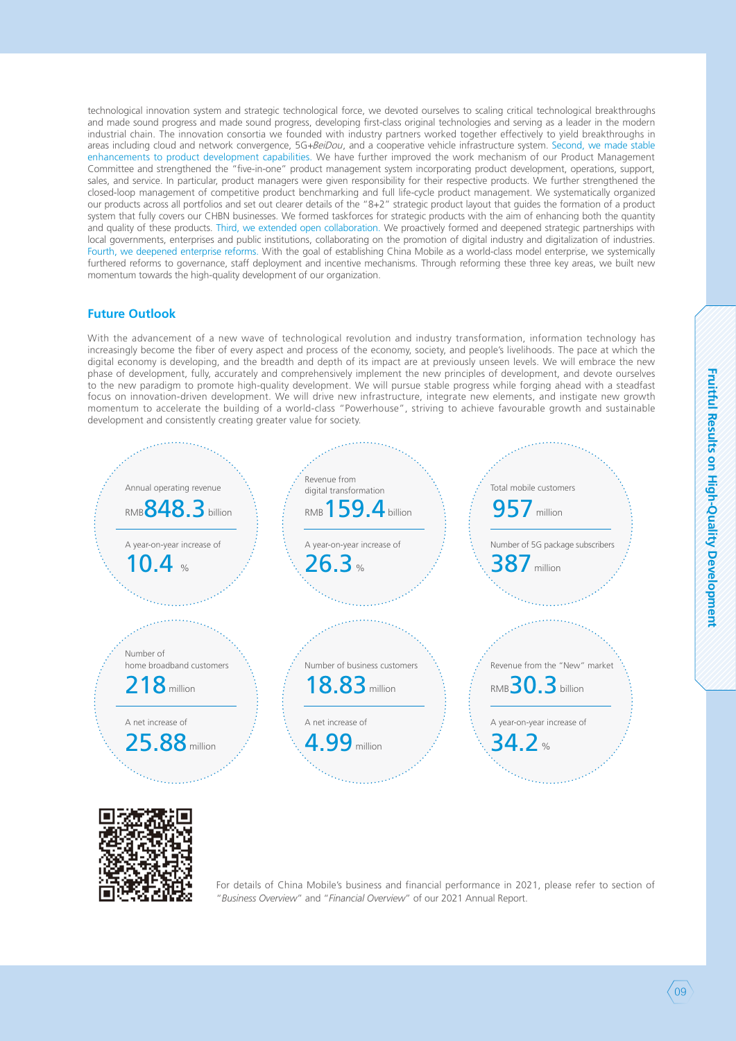technological innovation system and strategic technological force, we devoted ourselves to scaling critical technological breakthroughs and made sound progress and made sound progress, developing first-class original technologies and serving as a leader in the modern industrial chain. The innovation consortia we founded with industry partners worked together effectively to yield breakthroughs in areas including cloud and network convergence, 5G+*BeiDou*, and a cooperative vehicle infrastructure system. Second, we made stable enhancements to product development capabilities. We have further improved the work mechanism of our Product Management Committee and strengthened the "five-in-one" product management system incorporating product development, operations, support, sales, and service. In particular, product managers were given responsibility for their respective products. We further strengthened the closed-loop management of competitive product benchmarking and full life-cycle product management. We systematically organized our products across all portfolios and set out clearer details of the "8+2" strategic product layout that guides the formation of a product system that fully covers our CHBN businesses. We formed taskforces for strategic products with the aim of enhancing both the quantity and quality of these products. Third, we extended open collaboration. We proactively formed and deepened strategic partnerships with local governments, enterprises and public institutions, collaborating on the promotion of digital industry and digitalization of industries. Fourth, we deepened enterprise reforms. With the goal of establishing China Mobile as a world-class model enterprise, we systemically furthered reforms to governance, staff deployment and incentive mechanisms. Through reforming these three key areas, we built new momentum towards the high-quality development of our organization.

## Future Outlook

With the advancement of a new wave of technological revolution and industry transformation, information technology has increasingly become the fiber of every aspect and process of the economy, society, and people's livelihoods. The pace at which the digital economy is developing, and the breadth and depth of its impact are at previously unseen levels. We will embrace the new phase of development, fully, accurately and comprehensively implement the new principles of development, and devote ourselves to the new paradigm to promote high-quality development. We will pursue stable progress while forging ahead with a steadfast focus on innovation-driven development. We will drive new infrastructure, integrate new elements, and instigate new growth momentum to accelerate the building of a world-class "Powerhouse", striving to achieve favourable growth and sustainable development and consistently creating greater value for society.

Annual operating revenue
RMB 848.3 billion
A year-on-year increase of
10.4 %

Revenue from digital transformation
RMB 159.4 billion
A year-on-year increase of
26.3 %

Total mobile customers
957 million
Number of 5G package subscribers
387 million

Number of home broadband customers
218 million
A net increase of
25.88 million

Number of business customers
18.83 million
A net increase of
4.99 million

Revenue from the "New" market
RMB 30.3 billion
A year-on-year increase of
34.2 %

For details of China Mobile's business and financial performance in 2021, please refer to section of "*Business Overview*" and "*Financial Overview*" of our 2021 Annual Report.